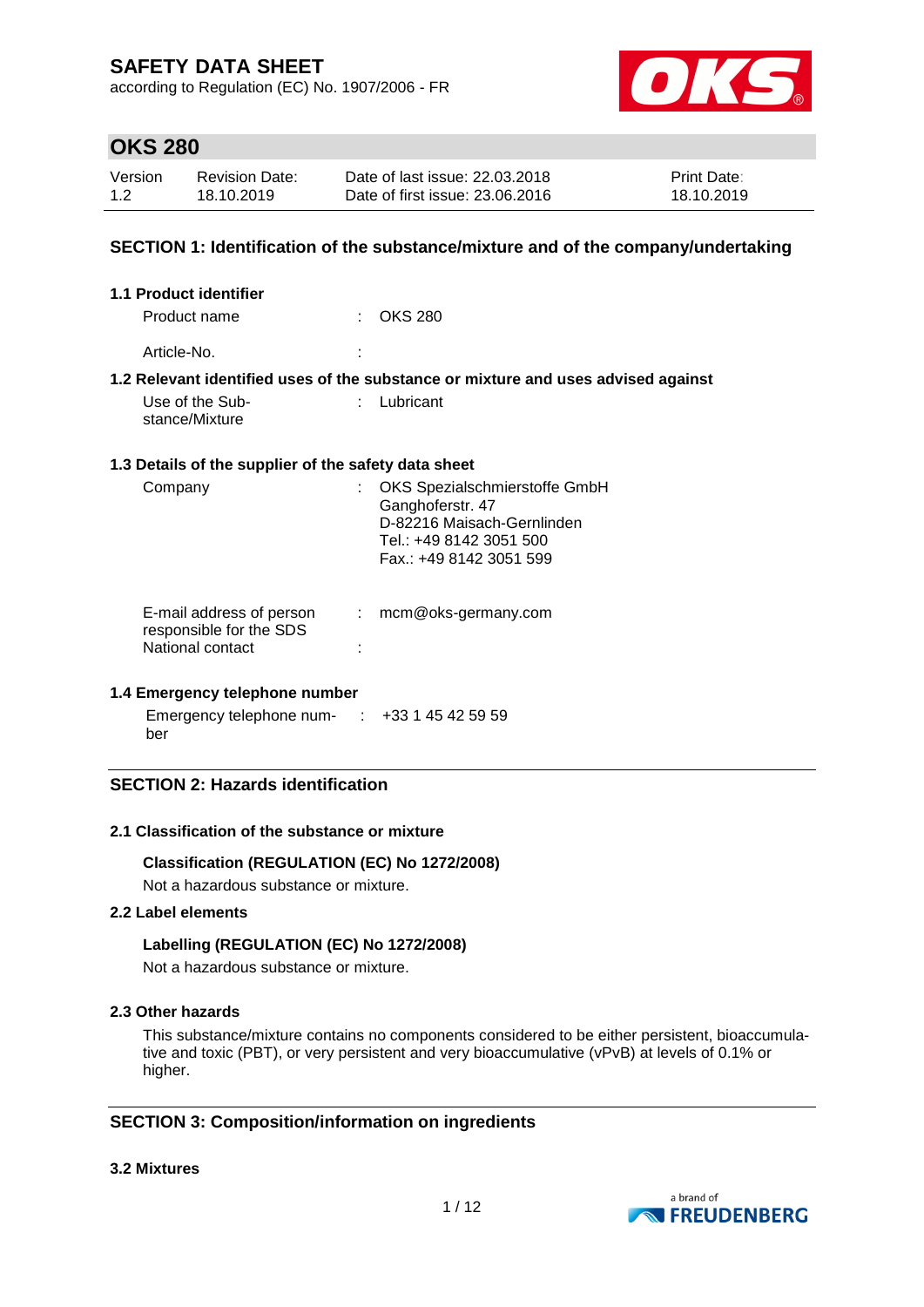# SAFETY DATA SHEET

according to Regulation (EC) No. 1907/2006 - FR

## OKS 280

| Version | Revision Date: | Date of last issue: 22.03.2018 | Print Date: |
|---|---|---|---|
| 1.2 | 18.10.2019 | Date of first issue: 23.06.2016 | 18.10.2019 |

## SECTION 1: Identification of the substance/mixture and of the company/undertaking

### 1.1 Product identifier

Product name : OKS 280

Article-No. :

### 1.2 Relevant identified uses of the substance or mixture and uses advised against

Use of the Substance/Mixture : Lubricant

### 1.3 Details of the supplier of the safety data sheet

Company : OKS Spezialschmierstoffe GmbH
Ganghoferstr. 47
D-82216 Maisach-Gernlinden
Tel.: +49 8142 3051 500
Fax.: +49 8142 3051 599

E-mail address of person responsible for the SDS : mcm@oks-germany.com

National contact :

### 1.4 Emergency telephone number

Emergency telephone number : +33 1 45 42 59 59

## SECTION 2: Hazards identification

### 2.1 Classification of the substance or mixture

**Classification (REGULATION (EC) No 1272/2008)**

Not a hazardous substance or mixture.

### 2.2 Label elements

**Labelling (REGULATION (EC) No 1272/2008)**

Not a hazardous substance or mixture.

### 2.3 Other hazards

This substance/mixture contains no components considered to be either persistent, bioaccumulative and toxic (PBT), or very persistent and very bioaccumulative (vPvB) at levels of 0.1% or higher.

## SECTION 3: Composition/information on ingredients

### 3.2 Mixtures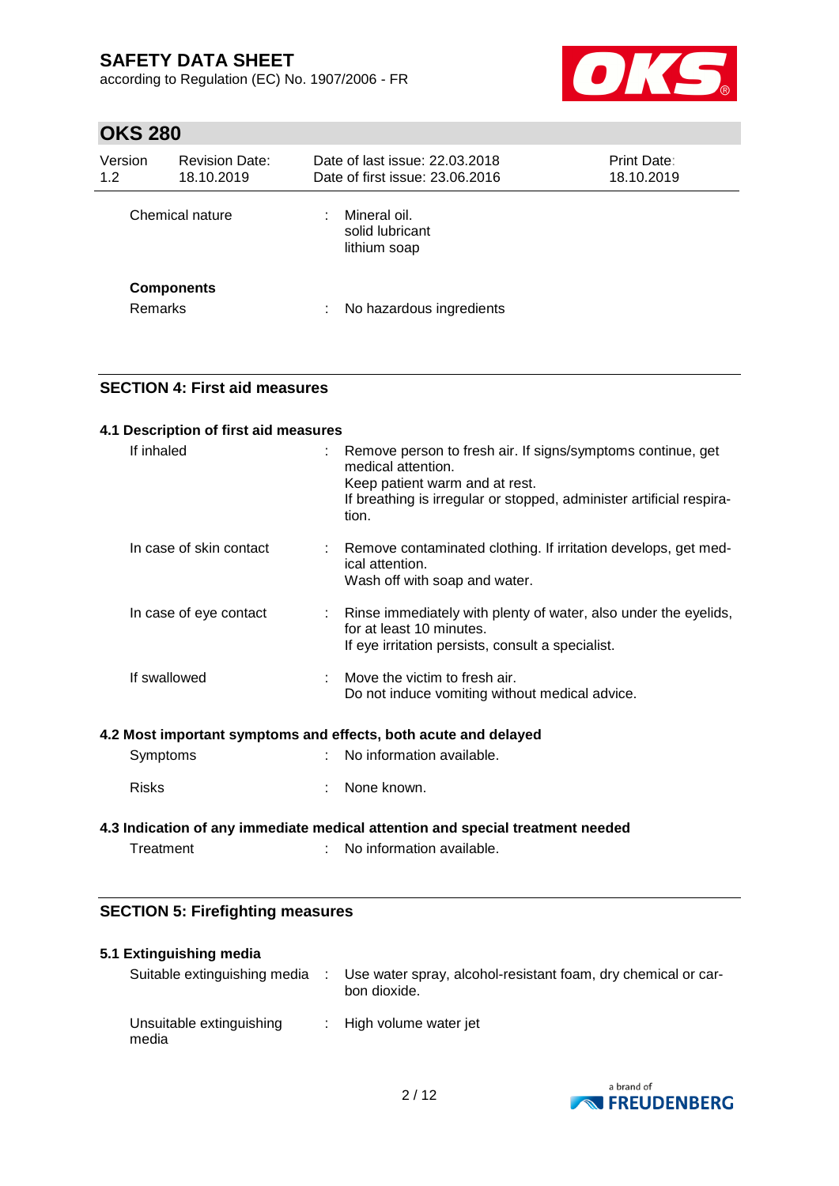| | | |
|---|---|---|
| Chemical nature | : | Mineral oil.<br>solid lubricant<br>lithium soap |

**Components**

| | | |
|---|---|---|
| Remarks | : | No hazardous ingredients |

## SECTION 4: First aid measures

### 4.1 Description of first aid measures

| | | |
|---|---|---|
| If inhaled | : | Remove person to fresh air. If signs/symptoms continue, get medical attention.<br>Keep patient warm and at rest.<br>If breathing is irregular or stopped, administer artificial respiration. |
| In case of skin contact | : | Remove contaminated clothing. If irritation develops, get medical attention.<br>Wash off with soap and water. |
| In case of eye contact | : | Rinse immediately with plenty of water, also under the eyelids, for at least 10 minutes.<br>If eye irritation persists, consult a specialist. |
| If swallowed | : | Move the victim to fresh air.<br>Do not induce vomiting without medical advice. |

### 4.2 Most important symptoms and effects, both acute and delayed

| | | |
|---|---|---|
| Symptoms | : | No information available. |
| Risks | : | None known. |

### 4.3 Indication of any immediate medical attention and special treatment needed

| | | |
|---|---|---|
| Treatment | : | No information available. |

## SECTION 5: Firefighting measures

### 5.1 Extinguishing media

| | | |
|---|---|---|
| Suitable extinguishing media | : | Use water spray, alcohol-resistant foam, dry chemical or carbon dioxide. |
| Unsuitable extinguishing media | : | High volume water jet |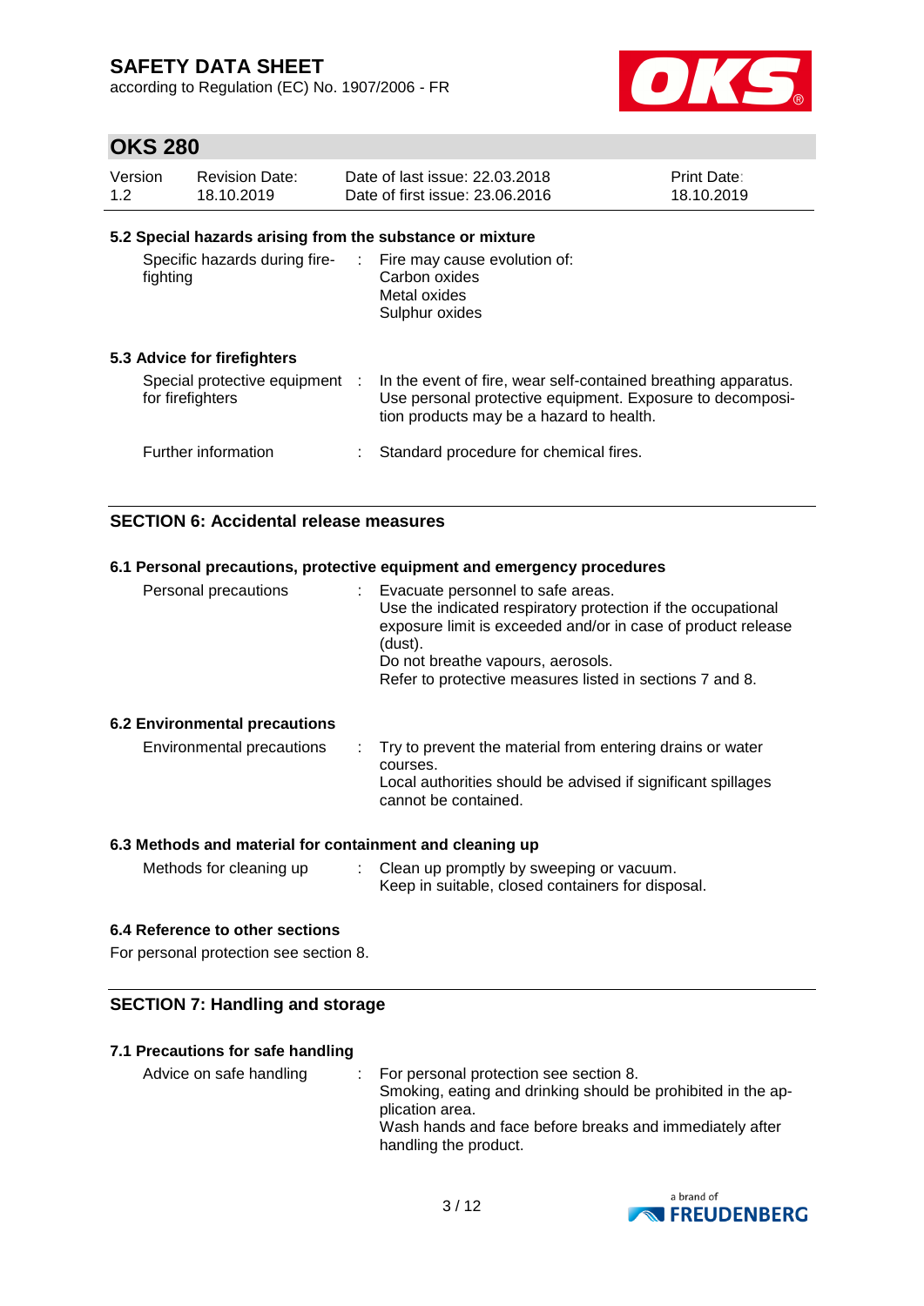### 5.2 Special hazards arising from the substance or mixture

| | |
|---|---|
| Specific hazards during fire-fighting | Fire may cause evolution of:<br>Carbon oxides<br>Metal oxides<br>Sulphur oxides |

### 5.3 Advice for firefighters

| | |
|---|---|
| Special protective equipment for firefighters | In the event of fire, wear self-contained breathing apparatus. Use personal protective equipment. Exposure to decomposition products may be a hazard to health. |
| Further information | Standard procedure for chemical fires. |

## SECTION 6: Accidental release measures

### 6.1 Personal precautions, protective equipment and emergency procedures

| | |
|---|---|
| Personal precautions | Evacuate personnel to safe areas.<br>Use the indicated respiratory protection if the occupational exposure limit is exceeded and/or in case of product release (dust).<br>Do not breathe vapours, aerosols.<br>Refer to protective measures listed in sections 7 and 8. |

### 6.2 Environmental precautions

| | |
|---|---|
| Environmental precautions | Try to prevent the material from entering drains or water courses.<br>Local authorities should be advised if significant spillages cannot be contained. |

### 6.3 Methods and material for containment and cleaning up

| | |
|---|---|
| Methods for cleaning up | Clean up promptly by sweeping or vacuum.<br>Keep in suitable, closed containers for disposal. |

### 6.4 Reference to other sections

For personal protection see section 8.

## SECTION 7: Handling and storage

### 7.1 Precautions for safe handling

| | |
|---|---|
| Advice on safe handling | For personal protection see section 8.<br>Smoking, eating and drinking should be prohibited in the application area.<br>Wash hands and face before breaks and immediately after handling the product. |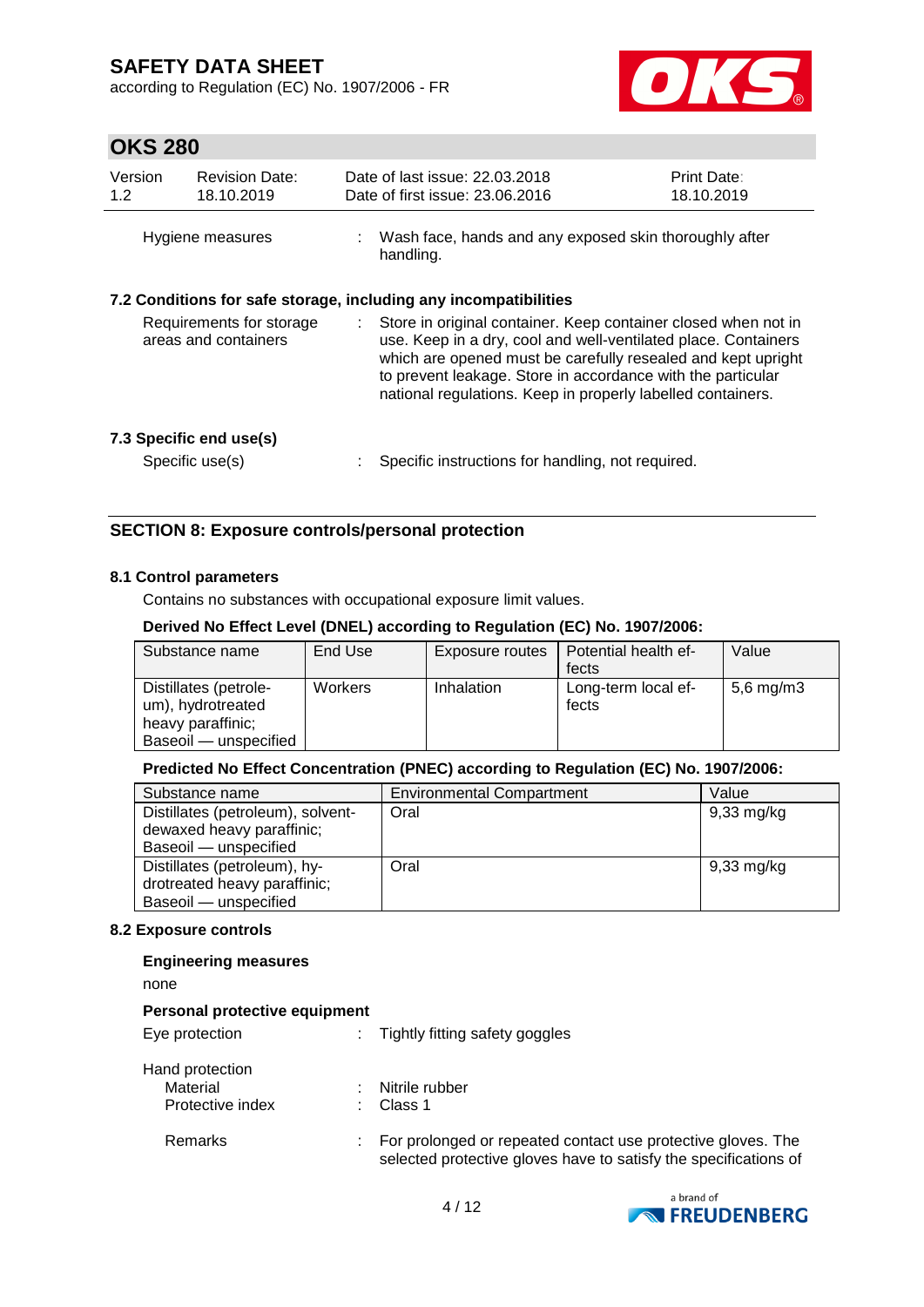Hygiene measures : Wash face, hands and any exposed skin thoroughly after handling.

### 7.2 Conditions for safe storage, including any incompatibilities

Requirements for storage areas and containers : Store in original container. Keep container closed when not in use. Keep in a dry, cool and well-ventilated place. Containers which are opened must be carefully resealed and kept upright to prevent leakage. Store in accordance with the particular national regulations. Keep in properly labelled containers.

### 7.3 Specific end use(s)

Specific use(s) : Specific instructions for handling, not required.

## SECTION 8: Exposure controls/personal protection

### 8.1 Control parameters

Contains no substances with occupational exposure limit values.

**Derived No Effect Level (DNEL) according to Regulation (EC) No. 1907/2006:**

| Substance name | End Use | Exposure routes | Potential health effects | Value |
|---|---|---|---|---|
| Distillates (petroleum), hydrotreated heavy paraffinic; Baseoil — unspecified | Workers | Inhalation | Long-term local effects | 5,6 mg/m3 |

**Predicted No Effect Concentration (PNEC) according to Regulation (EC) No. 1907/2006:**

| Substance name | Environmental Compartment | Value |
|---|---|---|
| Distillates (petroleum), solvent-dewaxed heavy paraffinic; Baseoil — unspecified | Oral | 9,33 mg/kg |
| Distillates (petroleum), hydrotreated heavy paraffinic; Baseoil — unspecified | Oral | 9,33 mg/kg |

### 8.2 Exposure controls

**Engineering measures**

none

**Personal protective equipment**

Eye protection : Tightly fitting safety goggles

Hand protection
- Material : Nitrile rubber
- Protective index : Class 1

Remarks : For prolonged or repeated contact use protective gloves. The selected protective gloves have to satisfy the specifications of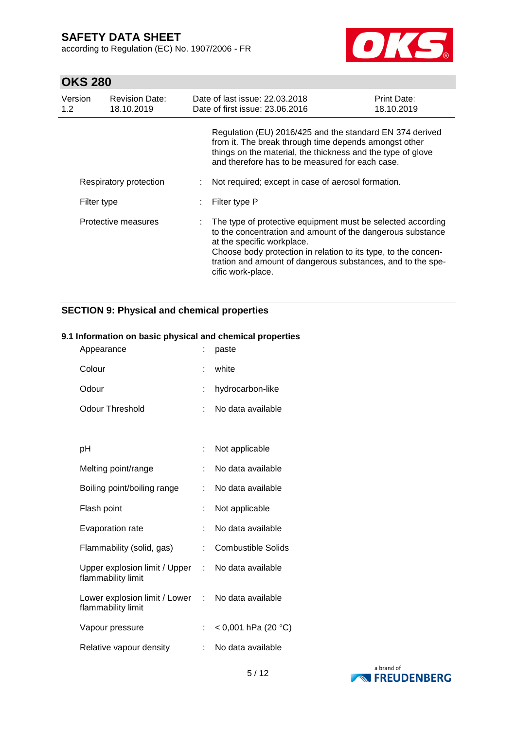Regulation (EU) 2016/425 and the standard EN 374 derived from it. The break through time depends amongst other things on the material, the thickness and the type of glove and therefore has to be measured for each case.

| | | |
|---|---|---|
| Respiratory protection | : | Not required; except in case of aerosol formation. |
| Filter type | : | Filter type P |
| Protective measures | : | The type of protective equipment must be selected according to the concentration and amount of the dangerous substance at the specific workplace. Choose body protection in relation to its type, to the concentration and amount of dangerous substances, and to the specific work-place. |

## SECTION 9: Physical and chemical properties

### 9.1 Information on basic physical and chemical properties

| | | |
|---|---|---|
| Appearance | : | paste |
| Colour | : | white |
| Odour | : | hydrocarbon-like |
| Odour Threshold | : | No data available |
| pH | : | Not applicable |
| Melting point/range | : | No data available |
| Boiling point/boiling range | : | No data available |
| Flash point | : | Not applicable |
| Evaporation rate | : | No data available |
| Flammability (solid, gas) | : | Combustible Solids |
| Upper explosion limit / Upper flammability limit | : | No data available |
| Lower explosion limit / Lower flammability limit | : | No data available |
| Vapour pressure | : | < 0,001 hPa (20 °C) |
| Relative vapour density | : | No data available |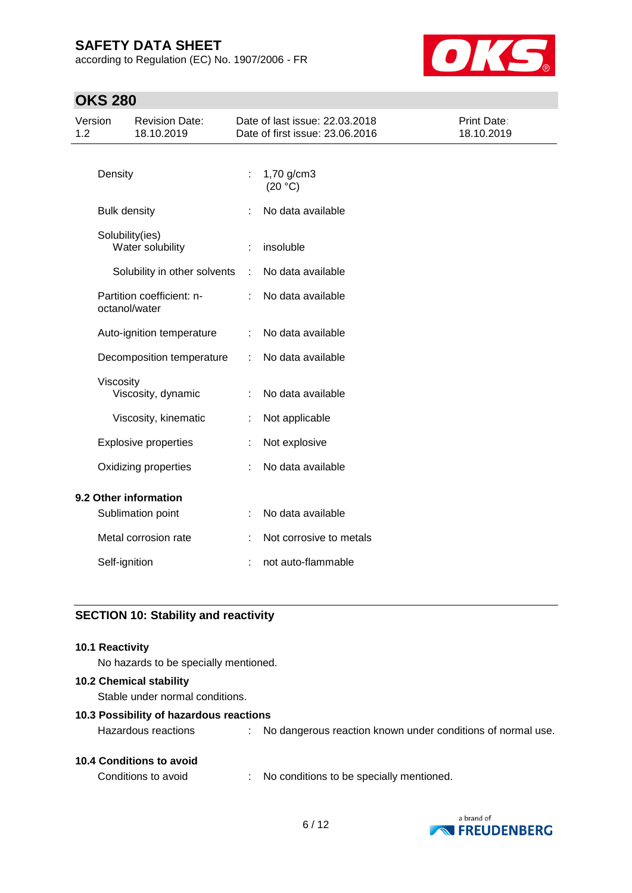| | | |
|---|---|---|
| Density | : | 1,70 g/cm3 (20 °C) |
| Bulk density | : | No data available |
| Solubility(ies) | | |
| Water solubility | : | insoluble |
| Solubility in other solvents | : | No data available |
| Partition coefficient: n-octanol/water | : | No data available |
| Auto-ignition temperature | : | No data available |
| Decomposition temperature | : | No data available |
| Viscosity | | |
| Viscosity, dynamic | : | No data available |
| Viscosity, kinematic | : | Not applicable |
| Explosive properties | : | Not explosive |
| Oxidizing properties | : | No data available |

**9.2 Other information**

| | | |
|---|---|---|
| Sublimation point | : | No data available |
| Metal corrosion rate | : | Not corrosive to metals |
| Self-ignition | : | not auto-flammable |

## SECTION 10: Stability and reactivity

**10.1 Reactivity**

No hazards to be specially mentioned.

**10.2 Chemical stability**

Stable under normal conditions.

**10.3 Possibility of hazardous reactions**

Hazardous reactions : No dangerous reaction known under conditions of normal use.

**10.4 Conditions to avoid**

Conditions to avoid : No conditions to be specially mentioned.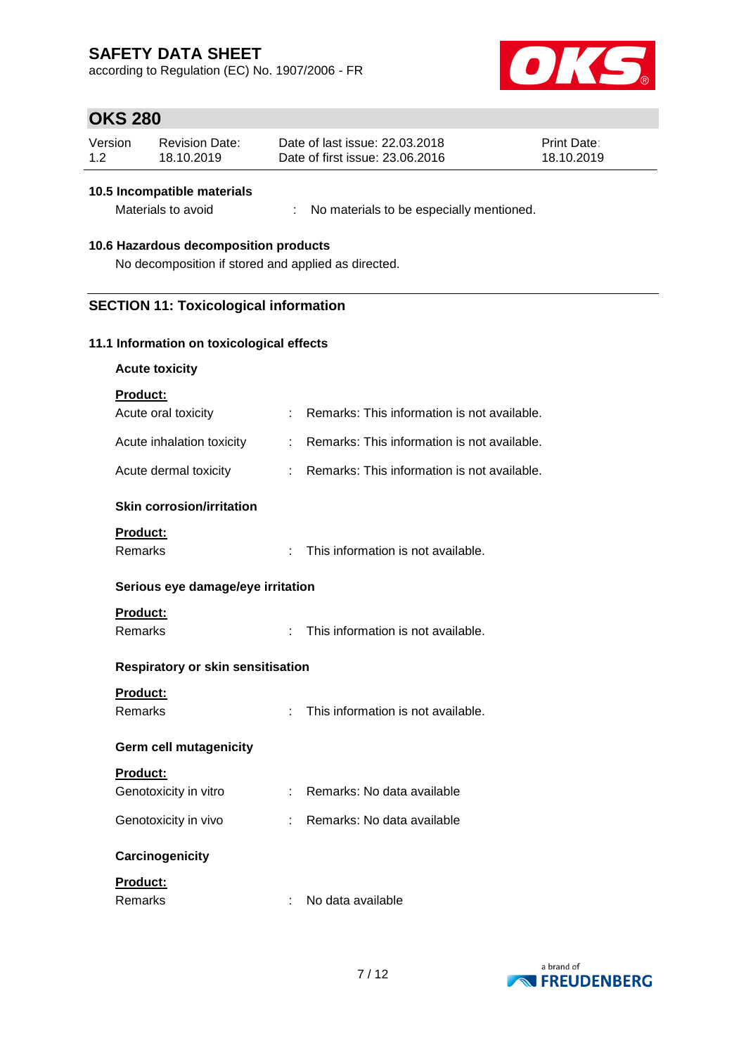#### 10.5 Incompatible materials

Materials to avoid : No materials to be especially mentioned.

#### 10.6 Hazardous decomposition products

No decomposition if stored and applied as directed.

## SECTION 11: Toxicological information

### 11.1 Information on toxicological effects

**Acute toxicity**

**Product:**

Acute oral toxicity : Remarks: This information is not available.

Acute inhalation toxicity : Remarks: This information is not available.

Acute dermal toxicity : Remarks: This information is not available.

**Skin corrosion/irritation**

**Product:**

Remarks : This information is not available.

**Serious eye damage/eye irritation**

**Product:**

Remarks : This information is not available.

**Respiratory or skin sensitisation**

**Product:**

Remarks : This information is not available.

**Germ cell mutagenicity**

**Product:**

Genotoxicity in vitro : Remarks: No data available

Genotoxicity in vivo : Remarks: No data available

**Carcinogenicity**

**Product:**

Remarks : No data available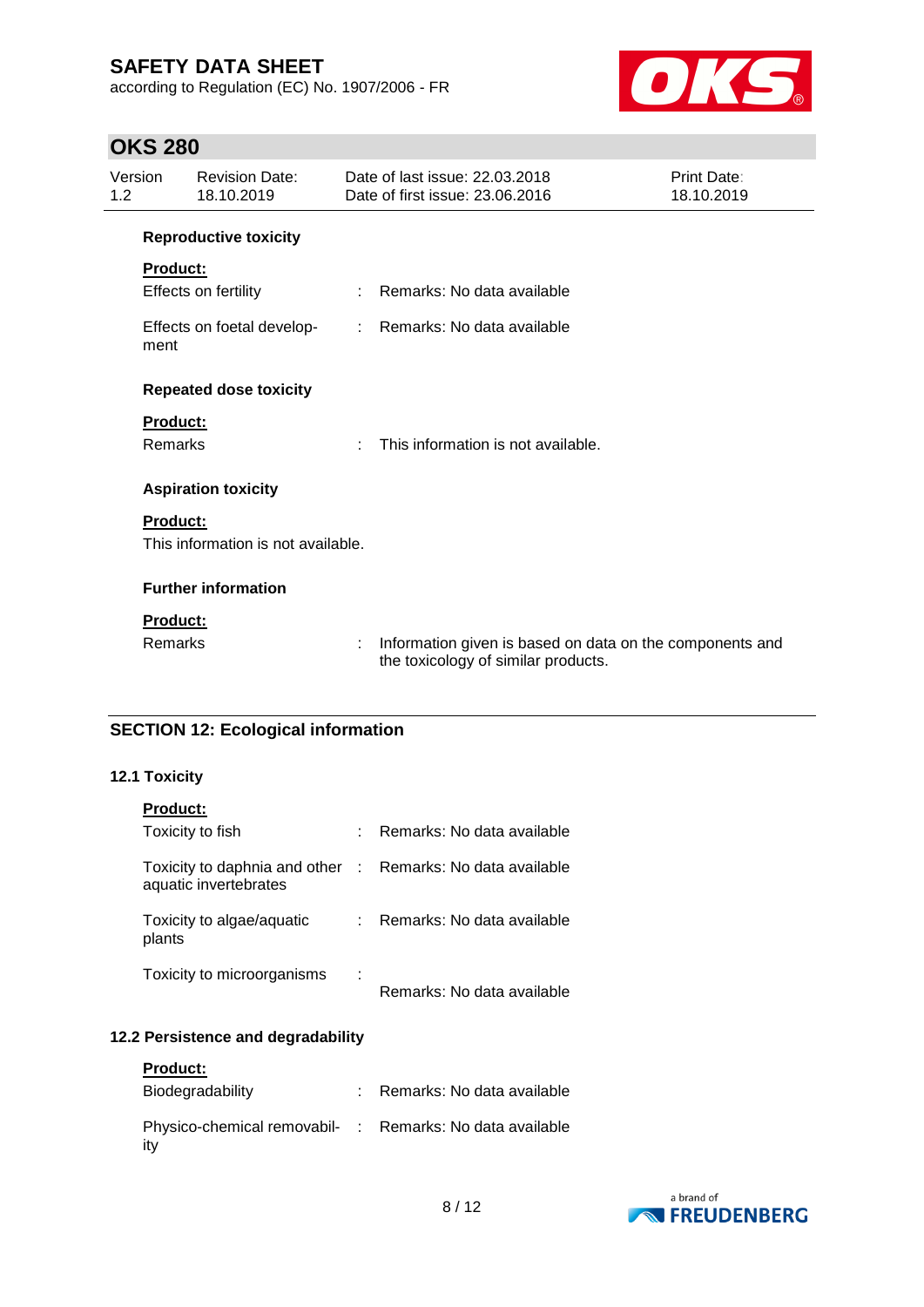**Reproductive toxicity**

**Product:**

| | | |
|---|---|---|
| Effects on fertility | : | Remarks: No data available |
| Effects on foetal development | : | Remarks: No data available |

**Repeated dose toxicity**

**Product:**

| | | |
|---|---|---|
| Remarks | : | This information is not available. |

**Aspiration toxicity**

**Product:**

This information is not available.

**Further information**

**Product:**

| | | |
|---|---|---|
| Remarks | : | Information given is based on data on the components and the toxicology of similar products. |

## SECTION 12: Ecological information

### 12.1 Toxicity

**Product:**

| | | |
|---|---|---|
| Toxicity to fish | : | Remarks: No data available |
| Toxicity to daphnia and other aquatic invertebrates | : | Remarks: No data available |
| Toxicity to algae/aquatic plants | : | Remarks: No data available |
| Toxicity to microorganisms | : | Remarks: No data available |

### 12.2 Persistence and degradability

**Product:**

| | | |
|---|---|---|
| Biodegradability | : | Remarks: No data available |
| Physico-chemical removability | : | Remarks: No data available |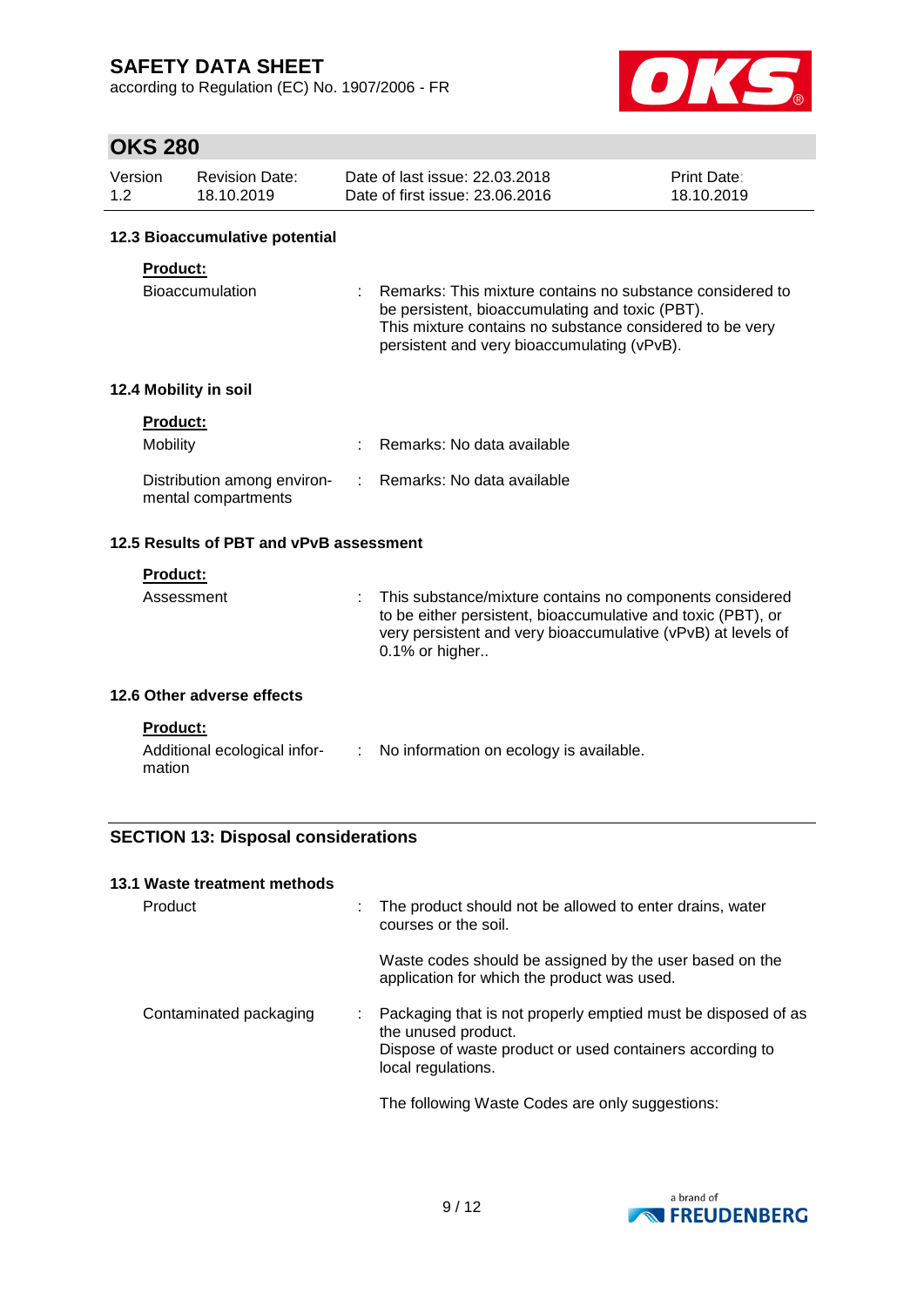#### 12.3 Bioaccumulative potential

**Product:**

Bioaccumulation : Remarks: This mixture contains no substance considered to be persistent, bioaccumulating and toxic (PBT). This mixture contains no substance considered to be very persistent and very bioaccumulating (vPvB).

#### 12.4 Mobility in soil

**Product:**

Mobility : Remarks: No data available

Distribution among environmental compartments : Remarks: No data available

#### 12.5 Results of PBT and vPvB assessment

**Product:**

Assessment : This substance/mixture contains no components considered to be either persistent, bioaccumulative and toxic (PBT), or very persistent and very bioaccumulative (vPvB) at levels of 0.1% or higher..

#### 12.6 Other adverse effects

**Product:**

Additional ecological information : No information on ecology is available.

## SECTION 13: Disposal considerations

#### 13.1 Waste treatment methods

Product : The product should not be allowed to enter drains, water courses or the soil.

Waste codes should be assigned by the user based on the application for which the product was used.

Contaminated packaging : Packaging that is not properly emptied must be disposed of as the unused product.
Dispose of waste product or used containers according to local regulations.

The following Waste Codes are only suggestions: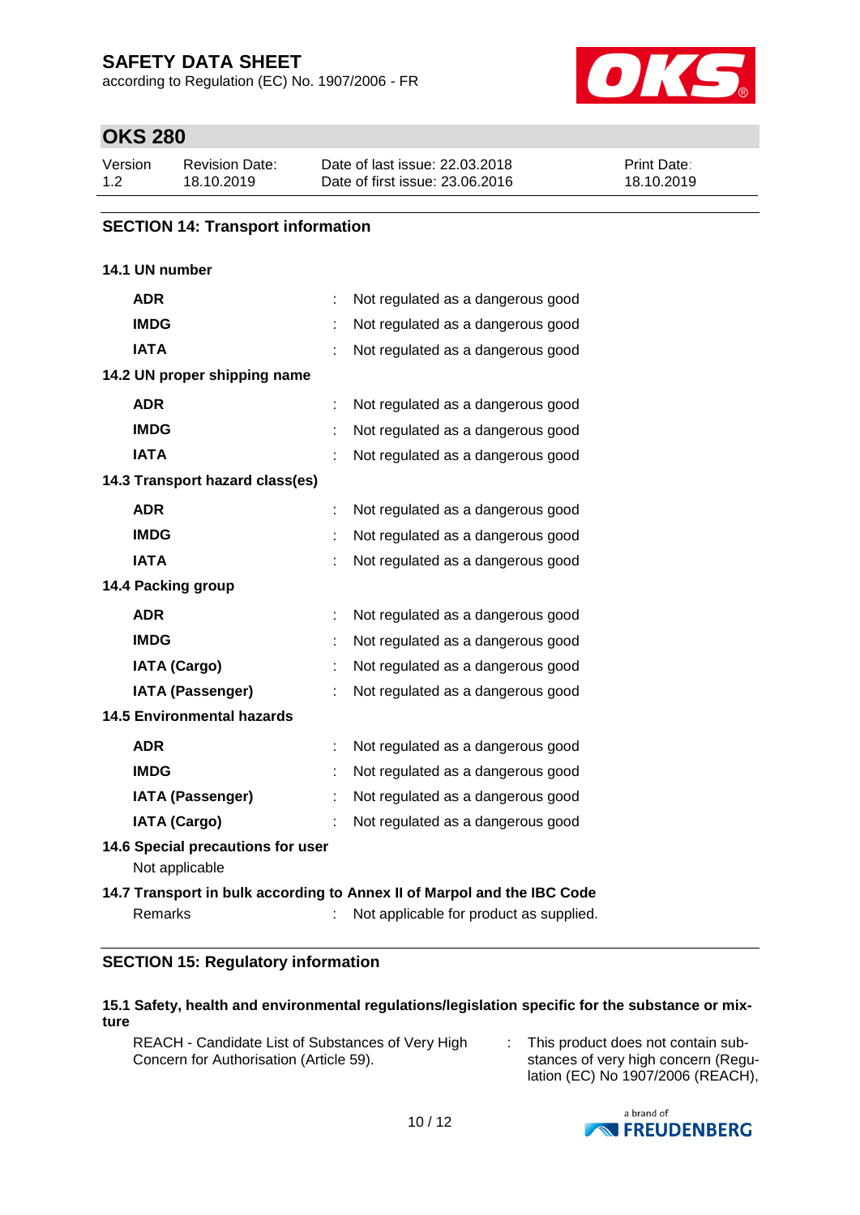## SECTION 14: Transport information

**14.1 UN number**

| | | |
|---|---|---|
| **ADR** | : | Not regulated as a dangerous good |
| **IMDG** | : | Not regulated as a dangerous good |
| **IATA** | : | Not regulated as a dangerous good |

**14.2 UN proper shipping name**

| | | |
|---|---|---|
| **ADR** | : | Not regulated as a dangerous good |
| **IMDG** | : | Not regulated as a dangerous good |
| **IATA** | : | Not regulated as a dangerous good |

**14.3 Transport hazard class(es)**

| | | |
|---|---|---|
| **ADR** | : | Not regulated as a dangerous good |
| **IMDG** | : | Not regulated as a dangerous good |
| **IATA** | : | Not regulated as a dangerous good |

**14.4 Packing group**

| | | |
|---|---|---|
| **ADR** | : | Not regulated as a dangerous good |
| **IMDG** | : | Not regulated as a dangerous good |
| **IATA (Cargo)** | : | Not regulated as a dangerous good |
| **IATA (Passenger)** | : | Not regulated as a dangerous good |

**14.5 Environmental hazards**

| | | |
|---|---|---|
| **ADR** | : | Not regulated as a dangerous good |
| **IMDG** | : | Not regulated as a dangerous good |
| **IATA (Passenger)** | : | Not regulated as a dangerous good |
| **IATA (Cargo)** | : | Not regulated as a dangerous good |

**14.6 Special precautions for user**

Not applicable

**14.7 Transport in bulk according to Annex II of Marpol and the IBC Code**

Remarks : Not applicable for product as supplied.

## SECTION 15: Regulatory information

**15.1 Safety, health and environmental regulations/legislation specific for the substance or mixture**

REACH - Candidate List of Substances of Very High Concern for Authorisation (Article 59). : This product does not contain substances of very high concern (Regulation (EC) No 1907/2006 (REACH),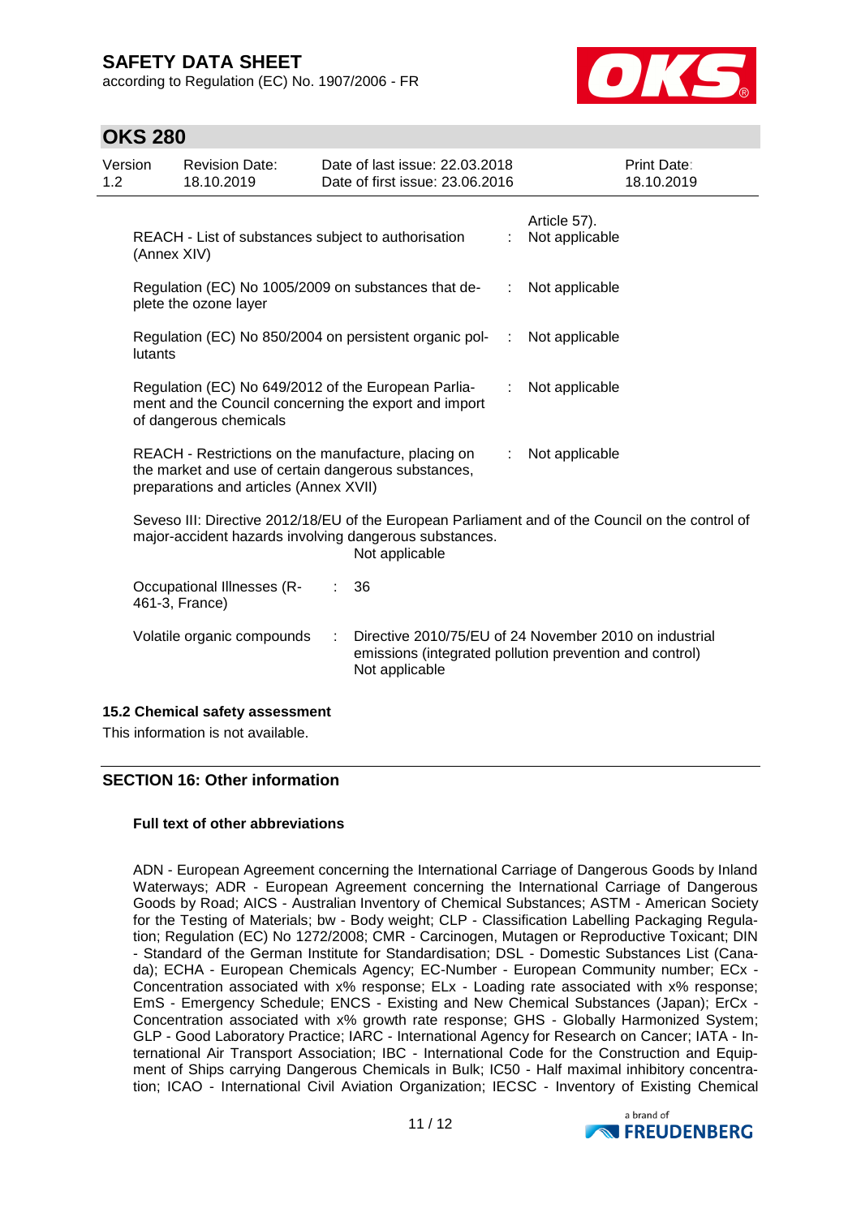| | | |
|---|---|---|
| | | Article 57). |
| REACH - List of substances subject to authorisation (Annex XIV) | : | Not applicable |
| Regulation (EC) No 1005/2009 on substances that deplete the ozone layer | : | Not applicable |
| Regulation (EC) No 850/2004 on persistent organic pollutants | : | Not applicable |
| Regulation (EC) No 649/2012 of the European Parliament and the Council concerning the export and import of dangerous chemicals | : | Not applicable |
| REACH - Restrictions on the manufacture, placing on the market and use of certain dangerous substances, preparations and articles (Annex XVII) | : | Not applicable |

Seveso III: Directive 2012/18/EU of the European Parliament and of the Council on the control of major-accident hazards involving dangerous substances.
Not applicable

| | | |
|---|---|---|
| Occupational Illnesses (R-461-3, France) | : | 36 |
| Volatile organic compounds | : | Directive 2010/75/EU of 24 November 2010 on industrial emissions (integrated pollution prevention and control)<br>Not applicable |

### 15.2 Chemical safety assessment

This information is not available.

## SECTION 16: Other information

**Full text of other abbreviations**

ADN - European Agreement concerning the International Carriage of Dangerous Goods by Inland Waterways; ADR - European Agreement concerning the International Carriage of Dangerous Goods by Road; AICS - Australian Inventory of Chemical Substances; ASTM - American Society for the Testing of Materials; bw - Body weight; CLP - Classification Labelling Packaging Regulation; Regulation (EC) No 1272/2008; CMR - Carcinogen, Mutagen or Reproductive Toxicant; DIN - Standard of the German Institute for Standardisation; DSL - Domestic Substances List (Canada); ECHA - European Chemicals Agency; EC-Number - European Community number; ECx - Concentration associated with x% response; ELx - Loading rate associated with x% response; EmS - Emergency Schedule; ENCS - Existing and New Chemical Substances (Japan); ErCx - Concentration associated with x% growth rate response; GHS - Globally Harmonized System; GLP - Good Laboratory Practice; IARC - International Agency for Research on Cancer; IATA - International Air Transport Association; IBC - International Code for the Construction and Equipment of Ships carrying Dangerous Chemicals in Bulk; IC50 - Half maximal inhibitory concentration; ICAO - International Civil Aviation Organization; IECSC - Inventory of Existing Chemical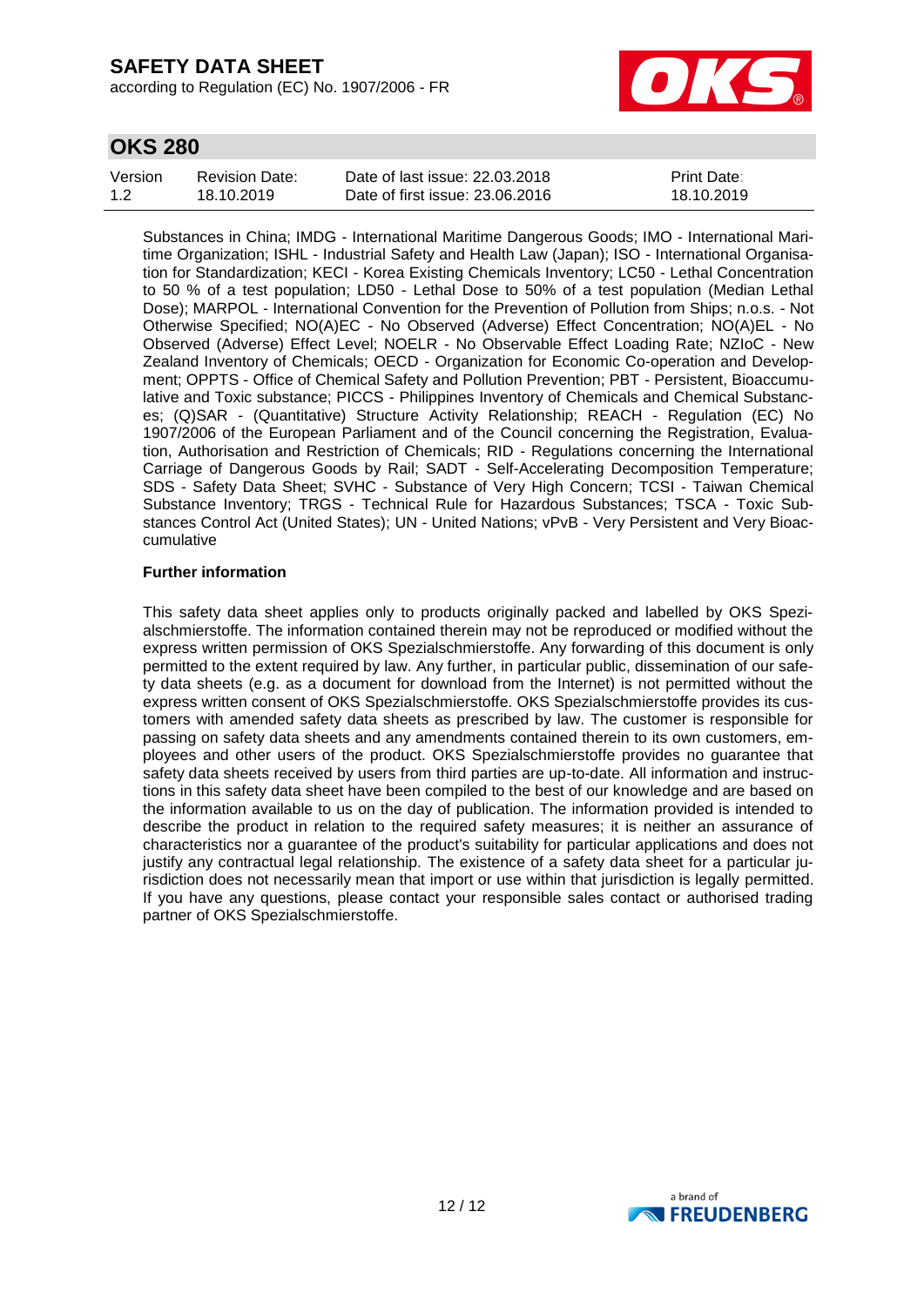Substances in China; IMDG - International Maritime Dangerous Goods; IMO - International Maritime Organization; ISHL - Industrial Safety and Health Law (Japan); ISO - International Organisation for Standardization; KECI - Korea Existing Chemicals Inventory; LC50 - Lethal Concentration to 50 % of a test population; LD50 - Lethal Dose to 50% of a test population (Median Lethal Dose); MARPOL - International Convention for the Prevention of Pollution from Ships; n.o.s. - Not Otherwise Specified; NO(A)EC - No Observed (Adverse) Effect Concentration; NO(A)EL - No Observed (Adverse) Effect Level; NOELR - No Observable Effect Loading Rate; NZIoC - New Zealand Inventory of Chemicals; OECD - Organization for Economic Co-operation and Development; OPPTS - Office of Chemical Safety and Pollution Prevention; PBT - Persistent, Bioaccumulative and Toxic substance; PICCS - Philippines Inventory of Chemicals and Chemical Substances; (Q)SAR - (Quantitative) Structure Activity Relationship; REACH - Regulation (EC) No 1907/2006 of the European Parliament and of the Council concerning the Registration, Evaluation, Authorisation and Restriction of Chemicals; RID - Regulations concerning the International Carriage of Dangerous Goods by Rail; SADT - Self-Accelerating Decomposition Temperature; SDS - Safety Data Sheet; SVHC - Substance of Very High Concern; TCSI - Taiwan Chemical Substance Inventory; TRGS - Technical Rule for Hazardous Substances; TSCA - Toxic Substances Control Act (United States); UN - United Nations; vPvB - Very Persistent and Very Bioaccumulative

**Further information**

This safety data sheet applies only to products originally packed and labelled by OKS Spezialschmierstoffe. The information contained therein may not be reproduced or modified without the express written permission of OKS Spezialschmierstoffe. Any forwarding of this document is only permitted to the extent required by law. Any further, in particular public, dissemination of our safety data sheets (e.g. as a document for download from the Internet) is not permitted without the express written consent of OKS Spezialschmierstoffe. OKS Spezialschmierstoffe provides its customers with amended safety data sheets as prescribed by law. The customer is responsible for passing on safety data sheets and any amendments contained therein to its own customers, employees and other users of the product. OKS Spezialschmierstoffe provides no guarantee that safety data sheets received by users from third parties are up-to-date. All information and instructions in this safety data sheet have been compiled to the best of our knowledge and are based on the information available to us on the day of publication. The information provided is intended to describe the product in relation to the required safety measures; it is neither an assurance of characteristics nor a guarantee of the product's suitability for particular applications and does not justify any contractual legal relationship. The existence of a safety data sheet for a particular jurisdiction does not necessarily mean that import or use within that jurisdiction is legally permitted. If you have any questions, please contact your responsible sales contact or authorised trading partner of OKS Spezialschmierstoffe.